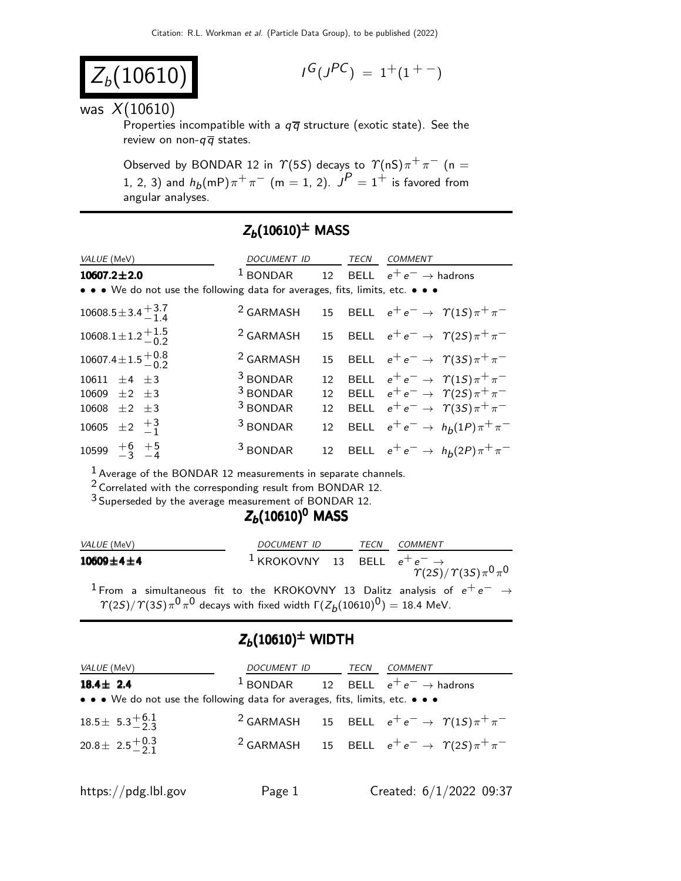# $Z_b(10610)$

$I^G(J^{PC}) = 1^+(1^{+-})$

was $X(10610)$

Properties incompatible with a $q\overline{q}$ structure (exotic state). See the review on non-$q\overline{q}$ states.

Observed by BONDAR 12 in $\Upsilon(5S)$ decays to $\Upsilon(nS)\pi^+\pi^-$ (n = 1, 2, 3) and $h_b(mP)\pi^+\pi^-$ (m = 1, 2). $J^P = 1^+$ is favored from angular analyses.

## $Z_b(10610)^{\pm}$ MASS

| VALUE (MeV) | DOCUMENT ID | | TECN | COMMENT |
|---|---|---|---|---|
| **10607.2±2.0** | [1] BONDAR | 12 | BELL | $e^+e^- \rightarrow$ hadrons |
| • • • We do not use the following data for averages, fits, limits, etc. • • • | | | | |
| $10608.5 \pm 3.4 ^{+3.7}_{-1.4}$ | [2] GARMASH | 15 | BELL | $e^+e^- \rightarrow \Upsilon(1S)\pi^+\pi^-$ |
| $10608.1 \pm 1.2 ^{+1.5}_{-0.2}$ | [2] GARMASH | 15 | BELL | $e^+e^- \rightarrow \Upsilon(2S)\pi^+\pi^-$ |
| $10607.4 \pm 1.5 ^{+0.8}_{-0.2}$ | [2] GARMASH | 15 | BELL | $e^+e^- \rightarrow \Upsilon(3S)\pi^+\pi^-$ |
| $10611 \pm 4 \pm 3$ | [3] BONDAR | 12 | BELL | $e^+e^- \rightarrow \Upsilon(1S)\pi^+\pi^-$ |
| $10609 \pm 2 \pm 3$ | [3] BONDAR | 12 | BELL | $e^+e^- \rightarrow \Upsilon(2S)\pi^+\pi^-$ |
| $10608 \pm 2 \pm 3$ | [3] BONDAR | 12 | BELL | $e^+e^- \rightarrow \Upsilon(3S)\pi^+\pi^-$ |
| $10605 \pm 2 ^{+3}_{-1}$ | [3] BONDAR | 12 | BELL | $e^+e^- \rightarrow h_b(1P)\pi^+\pi^-$ |
| $10599 ^{+6}_{-3} ^{+5}_{-4}$ | [3] BONDAR | 12 | BELL | $e^+e^- \rightarrow h_b(2P)\pi^+\pi^-$ |

[1] Average of the BONDAR 12 measurements in separate channels.
[2] Correlated with the corresponding result from BONDAR 12.
[3] Superseded by the average measurement of BONDAR 12.

## $Z_b(10610)^0$ MASS

| VALUE (MeV) | DOCUMENT ID | | TECN | COMMENT |
|---|---|---|---|---|
| **10609±4±4** | [1] KROKOVNY | 13 | BELL | $e^+e^- \rightarrow \Upsilon(2S)/\Upsilon(3S)\pi^0\pi^0$ |

[1] From a simultaneous fit to the KROKOVNY 13 Dalitz analysis of $e^+e^- \rightarrow \Upsilon(2S)/\Upsilon(3S)\pi^0\pi^0$ decays with fixed width $\Gamma(Z_b(10610)^0) = 18.4$ MeV.

## $Z_b(10610)^{\pm}$ WIDTH

| VALUE (MeV) | DOCUMENT ID | | TECN | COMMENT |
|---|---|---|---|---|
| **18.4± 2.4** | [1] BONDAR | 12 | BELL | $e^+e^- \rightarrow$ hadrons |
| • • • We do not use the following data for averages, fits, limits, etc. • • • | | | | |
| $18.5 \pm 5.3 ^{+6.1}_{-2.3}$ | [2] GARMASH | 15 | BELL | $e^+e^- \rightarrow \Upsilon(1S)\pi^+\pi^-$ |
| $20.8 \pm 2.5 ^{+0.3}_{-2.1}$ | [2] GARMASH | 15 | BELL | $e^+e^- \rightarrow \Upsilon(2S)\pi^+\pi^-$ |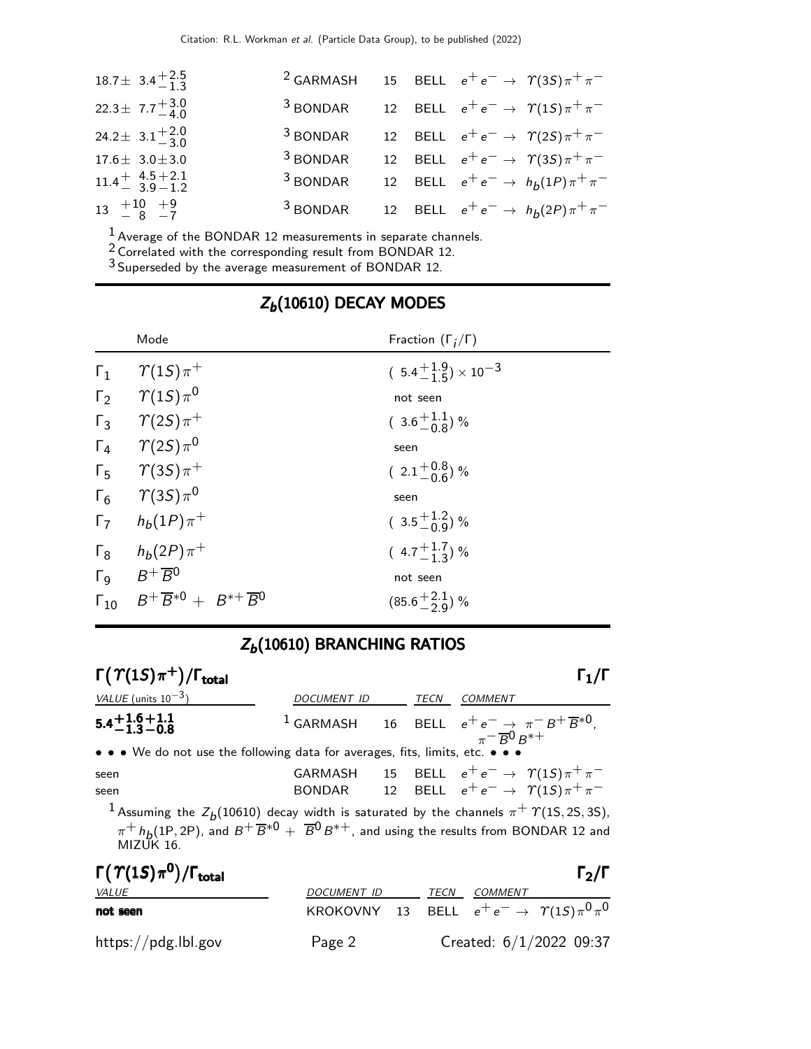| | | | | |
|---|---|---|---|---|
| $18.7 \pm 3.4^{+2.5}_{-1.3}$ | [2] GARMASH | 15 | BELL | $e^+e^- \rightarrow \Upsilon(3S)\pi^+\pi^-$ |
| $22.3 \pm 7.7^{+3.0}_{-4.0}$ | [3] BONDAR | 12 | BELL | $e^+e^- \rightarrow \Upsilon(1S)\pi^+\pi^-$ |
| $24.2 \pm 3.1^{+2.0}_{-3.0}$ | [3] BONDAR | 12 | BELL | $e^+e^- \rightarrow \Upsilon(2S)\pi^+\pi^-$ |
| $17.6 \pm 3.0 \pm 3.0$ | [3] BONDAR | 12 | BELL | $e^+e^- \rightarrow \Upsilon(3S)\pi^+\pi^-$ |
| $11.4^{+4.5+2.1}_{-3.9-1.2}$ | [3] BONDAR | 12 | BELL | $e^+e^- \rightarrow h_b(1P)\pi^+\pi^-$ |
| $13\ ^{+10}_{-8}\ ^{+9}_{-7}$ | [3] BONDAR | 12 | BELL | $e^+e^- \rightarrow h_b(2P)\pi^+\pi^-$ |

[1] Average of the BONDAR 12 measurements in separate channels.
[2] Correlated with the corresponding result from BONDAR 12.
[3] Superseded by the average measurement of BONDAR 12.

## $Z_b(10610)$ DECAY MODES

| | Mode | Fraction ($\Gamma_i/\Gamma$) |
|---|---|---|
| $\Gamma_1$ | $\Upsilon(1S)\pi^+$ | $(5.4^{+1.9}_{-1.5}) \times 10^{-3}$ |
| $\Gamma_2$ | $\Upsilon(1S)\pi^0$ | not seen |
| $\Gamma_3$ | $\Upsilon(2S)\pi^+$ | $(3.6^{+1.1}_{-0.8})$ % |
| $\Gamma_4$ | $\Upsilon(2S)\pi^0$ | seen |
| $\Gamma_5$ | $\Upsilon(3S)\pi^+$ | $(2.1^{+0.8}_{-0.6})$ % |
| $\Gamma_6$ | $\Upsilon(3S)\pi^0$ | seen |
| $\Gamma_7$ | $h_b(1P)\pi^+$ | $(3.5^{+1.2}_{-0.9})$ % |
| $\Gamma_8$ | $h_b(2P)\pi^+$ | $(4.7^{+1.7}_{-1.3})$ % |
| $\Gamma_9$ | $B^+\overline{B}^0$ | not seen |
| $\Gamma_{10}$ | $B^+\overline{B}^{*0} + B^{*+}\overline{B}^0$ | $(85.6^{+2.1}_{-2.9})$ % |

## $Z_b(10610)$ BRANCHING RATIOS

### $\Gamma(\Upsilon(1S)\pi^+)/\Gamma_{\text{total}}$ — $\Gamma_1/\Gamma$

| VALUE (units $10^{-3}$) | DOCUMENT ID | | TECN | COMMENT |
|---|---|---|---|---|
| $\mathbf{5.4^{+1.6+1.1}_{-1.3-0.8}}$ | [1] GARMASH | 16 | BELL | $e^+e^- \rightarrow \pi^- B^+\overline{B}^{*0}$, $\pi^-\overline{B}^0 B^{*+}$ |
| • • • We do not use the following data for averages, fits, limits, etc. • • • | | | | |
| seen | GARMASH | 15 | BELL | $e^+e^- \rightarrow \Upsilon(1S)\pi^+\pi^-$ |
| seen | BONDAR | 12 | BELL | $e^+e^- \rightarrow \Upsilon(1S)\pi^+\pi^-$ |

[1] Assuming the $Z_b(10610)$ decay width is saturated by the channels $\pi^+\Upsilon(1S, 2S, 3S)$, $\pi^+ h_b(1P, 2P)$, and $B^+\overline{B}^{*0} + \overline{B}^0 B^{*+}$, and using the results from BONDAR 12 and MIZUK 16.

### $\Gamma(\Upsilon(1S)\pi^0)/\Gamma_{\text{total}}$ — $\Gamma_2/\Gamma$

| VALUE | DOCUMENT ID | | TECN | COMMENT |
|---|---|---|---|---|
| **not seen** | KROKOVNY | 13 | BELL | $e^+e^- \rightarrow \Upsilon(1S)\pi^0\pi^0$ |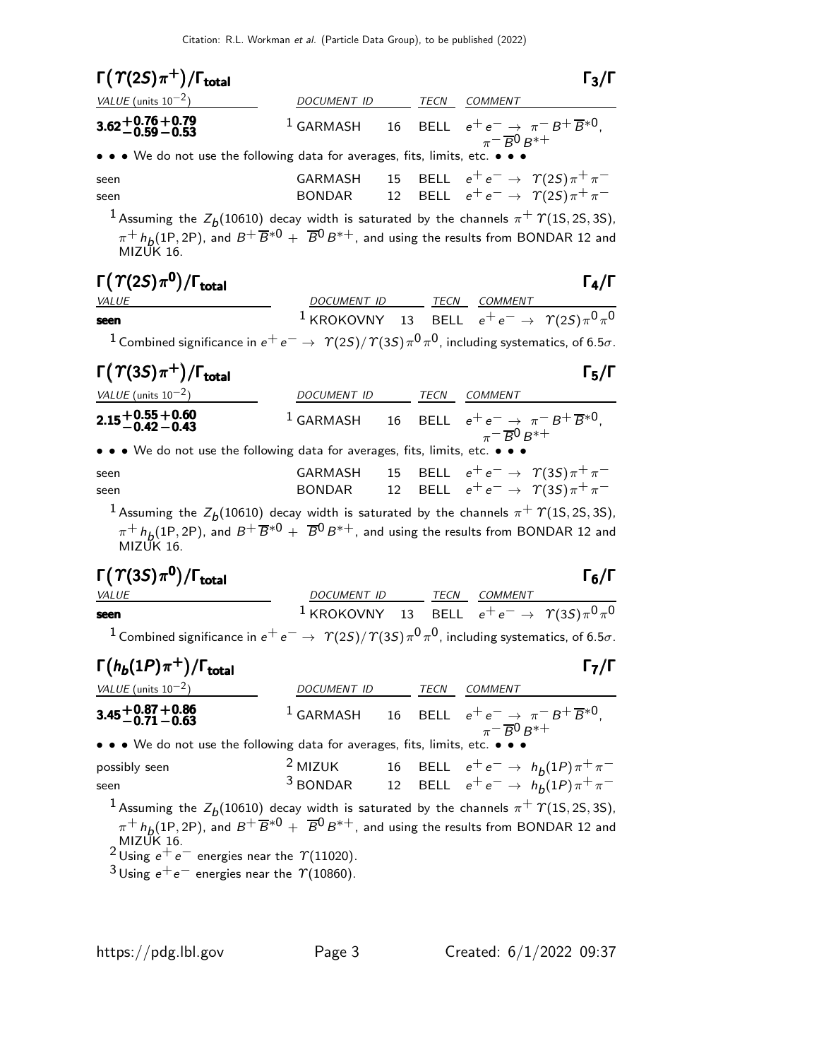### $\Gamma(\Upsilon(2S)\pi^+)/\Gamma_{total}$ $\Gamma_3/\Gamma$

| VALUE (units $10^{-2}$) | DOCUMENT ID | | TECN | COMMENT |
|---|---|---|---|---|
| $\mathbf{3.62^{+0.76+0.79}_{-0.59-0.53}}$ | [1] GARMASH | 16 | BELL | $e^+e^- \rightarrow \pi^- B^+ \overline{B}^{*0}$, $\pi^- \overline{B}^0 B^{*+}$ |
| • • • We do not use the following data for averages, fits, limits, etc. • • • | | | | |
| seen | GARMASH | 15 | BELL | $e^+e^- \rightarrow \Upsilon(2S)\pi^+\pi^-$ |
| seen | BONDAR | 12 | BELL | $e^+e^- \rightarrow \Upsilon(2S)\pi^+\pi^-$ |

[1] Assuming the $Z_b(10610)$ decay width is saturated by the channels $\pi^+ \Upsilon(1S, 2S, 3S)$, $\pi^+ h_b(1P, 2P)$, and $B^+\overline{B}^{*0} + \overline{B}^0 B^{*+}$, and using the results from BONDAR 12 and MIZUK 16.

### $\Gamma(\Upsilon(2S)\pi^0)/\Gamma_{total}$ $\Gamma_4/\Gamma$

| VALUE | DOCUMENT ID | | TECN | COMMENT |
|---|---|---|---|---|
| **seen** | [1] KROKOVNY | 13 | BELL | $e^+e^- \rightarrow \Upsilon(2S)\pi^0\pi^0$ |

[1] Combined significance in $e^+e^- \rightarrow \Upsilon(2S)/\Upsilon(3S)\pi^0\pi^0$, including systematics, of $6.5\sigma$.

### $\Gamma(\Upsilon(3S)\pi^+)/\Gamma_{total}$ $\Gamma_5/\Gamma$

| VALUE (units $10^{-2}$) | DOCUMENT ID | | TECN | COMMENT |
|---|---|---|---|---|
| $\mathbf{2.15^{+0.55+0.60}_{-0.42-0.43}}$ | [1] GARMASH | 16 | BELL | $e^+e^- \rightarrow \pi^- B^+ \overline{B}^{*0}$, $\pi^- \overline{B}^0 B^{*+}$ |
| • • • We do not use the following data for averages, fits, limits, etc. • • • | | | | |
| seen | GARMASH | 15 | BELL | $e^+e^- \rightarrow \Upsilon(3S)\pi^+\pi^-$ |
| seen | BONDAR | 12 | BELL | $e^+e^- \rightarrow \Upsilon(3S)\pi^+\pi^-$ |

[1] Assuming the $Z_b(10610)$ decay width is saturated by the channels $\pi^+ \Upsilon(1S, 2S, 3S)$, $\pi^+ h_b(1P, 2P)$, and $B^+\overline{B}^{*0} + \overline{B}^0 B^{*+}$, and using the results from BONDAR 12 and MIZUK 16.

### $\Gamma(\Upsilon(3S)\pi^0)/\Gamma_{total}$ $\Gamma_6/\Gamma$

| VALUE | DOCUMENT ID | | TECN | COMMENT |
|---|---|---|---|---|
| **seen** | [1] KROKOVNY | 13 | BELL | $e^+e^- \rightarrow \Upsilon(3S)\pi^0\pi^0$ |

[1] Combined significance in $e^+e^- \rightarrow \Upsilon(2S)/\Upsilon(3S)\pi^0\pi^0$, including systematics, of $6.5\sigma$.

### $\Gamma(h_b(1P)\pi^+)/\Gamma_{total}$ $\Gamma_7/\Gamma$

| VALUE (units $10^{-2}$) | DOCUMENT ID | | TECN | COMMENT |
|---|---|---|---|---|
| $\mathbf{3.45^{+0.87+0.86}_{-0.71-0.63}}$ | [1] GARMASH | 16 | BELL | $e^+e^- \rightarrow \pi^- B^+ \overline{B}^{*0}$, $\pi^- \overline{B}^0 B^{*+}$ |
| • • • We do not use the following data for averages, fits, limits, etc. • • • | | | | |
| possibly seen | [2] MIZUK | 16 | BELL | $e^+e^- \rightarrow h_b(1P)\pi^+\pi^-$ |
| seen | [3] BONDAR | 12 | BELL | $e^+e^- \rightarrow h_b(1P)\pi^+\pi^-$ |

[1] Assuming the $Z_b(10610)$ decay width is saturated by the channels $\pi^+ \Upsilon(1S, 2S, 3S)$, $\pi^+ h_b(1P, 2P)$, and $B^+\overline{B}^{*0} + \overline{B}^0 B^{*+}$, and using the results from BONDAR 12 and MIZUK 16.

[2] Using $e^+e^-$ energies near the $\Upsilon(11020)$.

[3] Using $e^+e^-$ energies near the $\Upsilon(10860)$.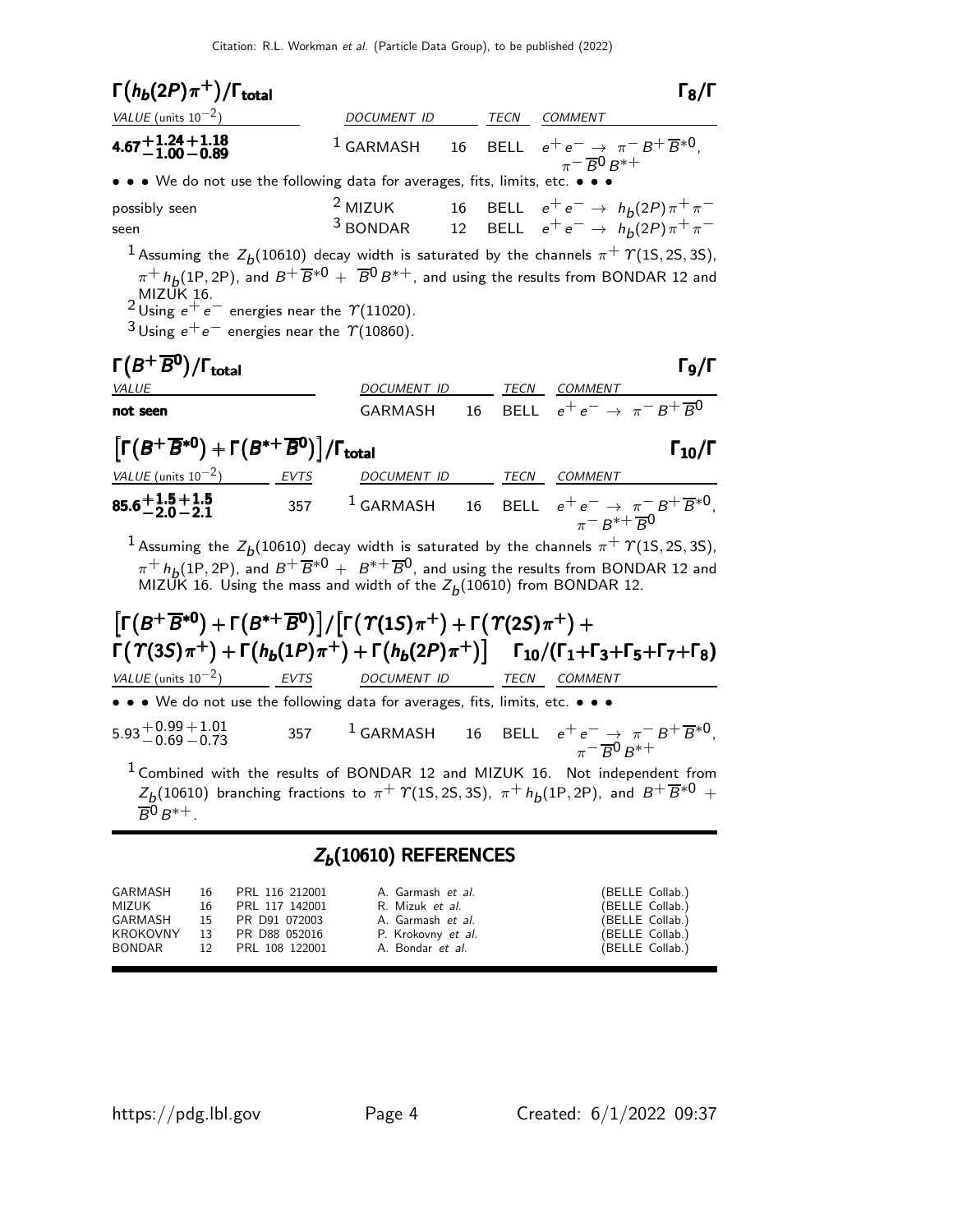## $\Gamma(h_b(2P)\pi^+)/\Gamma_{total}$ $\Gamma_8/\Gamma$

| VALUE (units $10^{-2}$) | DOCUMENT ID | | TECN | COMMENT |
|---|---|---|---|---|
| $\mathbf{4.67^{+1.24+1.18}_{-1.00-0.89}}$ | [1] GARMASH | 16 | BELL | $e^+e^- \to \pi^- B^+ \overline{B}^{*0}$, $\pi^- \overline{B}^0 B^{*+}$ |
| • • • We do not use the following data for averages, fits, limits, etc. • • • | | | | |
| possibly seen | [2] MIZUK | 16 | BELL | $e^+e^- \to h_b(2P)\pi^+\pi^-$ |
| seen | [3] BONDAR | 12 | BELL | $e^+e^- \to h_b(2P)\pi^+\pi^-$ |

[1] Assuming the $Z_b(10610)$ decay width is saturated by the channels $\pi^+ \Upsilon(1S, 2S, 3S)$, $\pi^+ h_b(1P, 2P)$, and $B^+\overline{B}^{*0} + \overline{B}^0 B^{*+}$, and using the results from BONDAR 12 and MIZUK 16.

[2] Using $e^+e^-$ energies near the $\Upsilon(11020)$.

[3] Using $e^+e^-$ energies near the $\Upsilon(10860)$.

## $\Gamma(B^+\overline{B}^0)/\Gamma_{total}$ $\Gamma_9/\Gamma$

| VALUE | DOCUMENT ID | | TECN | COMMENT |
|---|---|---|---|---|
| **not seen** | GARMASH | 16 | BELL | $e^+e^- \to \pi^- B^+ \overline{B}^0$ |

## $\left[\Gamma(B^+\overline{B}^{*0}) + \Gamma(B^{*+}\overline{B}^0)\right]/\Gamma_{total}$ $\Gamma_{10}/\Gamma$

| VALUE (units $10^{-2}$) | EVTS | DOCUMENT ID | | TECN | COMMENT |
|---|---|---|---|---|---|
| $\mathbf{85.6^{+1.5+1.5}_{-2.0-2.1}}$ | 357 | [1] GARMASH | 16 | BELL | $e^+e^- \to \pi^- B^+ \overline{B}^{*0}$, $\pi^- B^{*+} \overline{B}^0$ |

[1] Assuming the $Z_b(10610)$ decay width is saturated by the channels $\pi^+ \Upsilon(1S, 2S, 3S)$, $\pi^+ h_b(1P, 2P)$, and $B^+\overline{B}^{*0} + B^{*+}\overline{B}^0$, and using the results from BONDAR 12 and MIZUK 16. Using the mass and width of the $Z_b(10610)$ from BONDAR 12.

## $\left[\Gamma(B^+\overline{B}^{*0}) + \Gamma(B^{*+}\overline{B}^0)\right]/\left[\Gamma(\Upsilon(1S)\pi^+) + \Gamma(\Upsilon(2S)\pi^+) + \Gamma(\Upsilon(3S)\pi^+) + \Gamma(h_b(1P)\pi^+) + \Gamma(h_b(2P)\pi^+)\right]$ $\Gamma_{10}/(\Gamma_1+\Gamma_3+\Gamma_5+\Gamma_7+\Gamma_8)$

| VALUE (units $10^{-2}$) | EVTS | DOCUMENT ID | | TECN | COMMENT |
|---|---|---|---|---|---|
| • • • We do not use the following data for averages, fits, limits, etc. • • • | | | | | |
| $5.93^{+0.99+1.01}_{-0.69-0.73}$ | 357 | [1] GARMASH | 16 | BELL | $e^+e^- \to \pi^- B^+ \overline{B}^{*0}$, $\pi^- \overline{B}^0 B^{*+}$ |

[1] Combined with the results of BONDAR 12 and MIZUK 16. Not independent from $Z_b(10610)$ branching fractions to $\pi^+ \Upsilon(1S, 2S, 3S)$, $\pi^+ h_b(1P, 2P)$, and $B^+\overline{B}^{*0} + \overline{B}^0 B^{*+}$.

## $Z_b(10610)$ REFERENCES

| | | | | |
|---|---|---|---|---|
| GARMASH | 16 | PRL 116 212001 | A. Garmash *et al.* | (BELLE Collab.) |
| MIZUK | 16 | PRL 117 142001 | R. Mizuk *et al.* | (BELLE Collab.) |
| GARMASH | 15 | PR D91 072003 | A. Garmash *et al.* | (BELLE Collab.) |
| KROKOVNY | 13 | PR D88 052016 | P. Krokovny *et al.* | (BELLE Collab.) |
| BONDAR | 12 | PRL 108 122001 | A. Bondar *et al.* | (BELLE Collab.) |